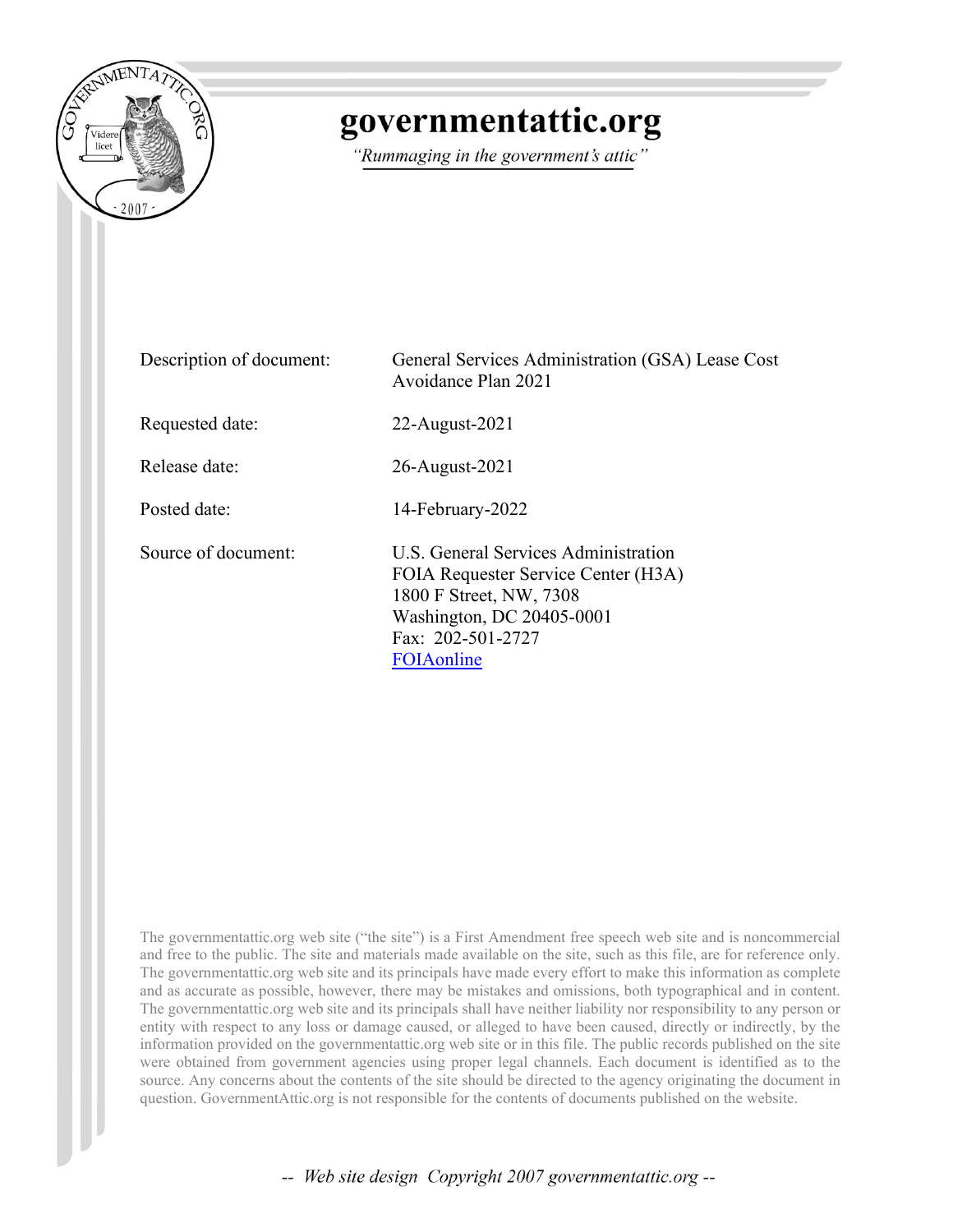# governmentattic.org

*"Rummaging in the government's attic"*

| | |
|---|---|
| Description of document: | General Services Administration (GSA) Lease Cost Avoidance Plan 2021 |
| Requested date: | 22-August-2021 |
| Release date: | 26-August-2021 |
| Posted date: | 14-February-2022 |
| Source of document: | U.S. General Services Administration<br>FOIA Requester Service Center (H3A)<br>1800 F Street, NW, 7308<br>Washington, DC 20405-0001<br>Fax: 202-501-2727<br>FOIAonline |

The governmentattic.org web site ("the site") is a First Amendment free speech web site and is noncommercial and free to the public. The site and materials made available on the site, such as this file, are for reference only. The governmentattic.org web site and its principals have made every effort to make this information as complete and as accurate as possible, however, there may be mistakes and omissions, both typographical and in content. The governmentattic.org web site and its principals shall have neither liability nor responsibility to any person or entity with respect to any loss or damage caused, or alleged to have been caused, directly or indirectly, by the information provided on the governmentattic.org web site or in this file. The public records published on the site were obtained from government agencies using proper legal channels. Each document is identified as to the source. Any concerns about the contents of the site should be directed to the agency originating the document in question. GovernmentAttic.org is not responsible for the contents of documents published on the website.

*-- Web site design Copyright 2007 governmentattic.org --*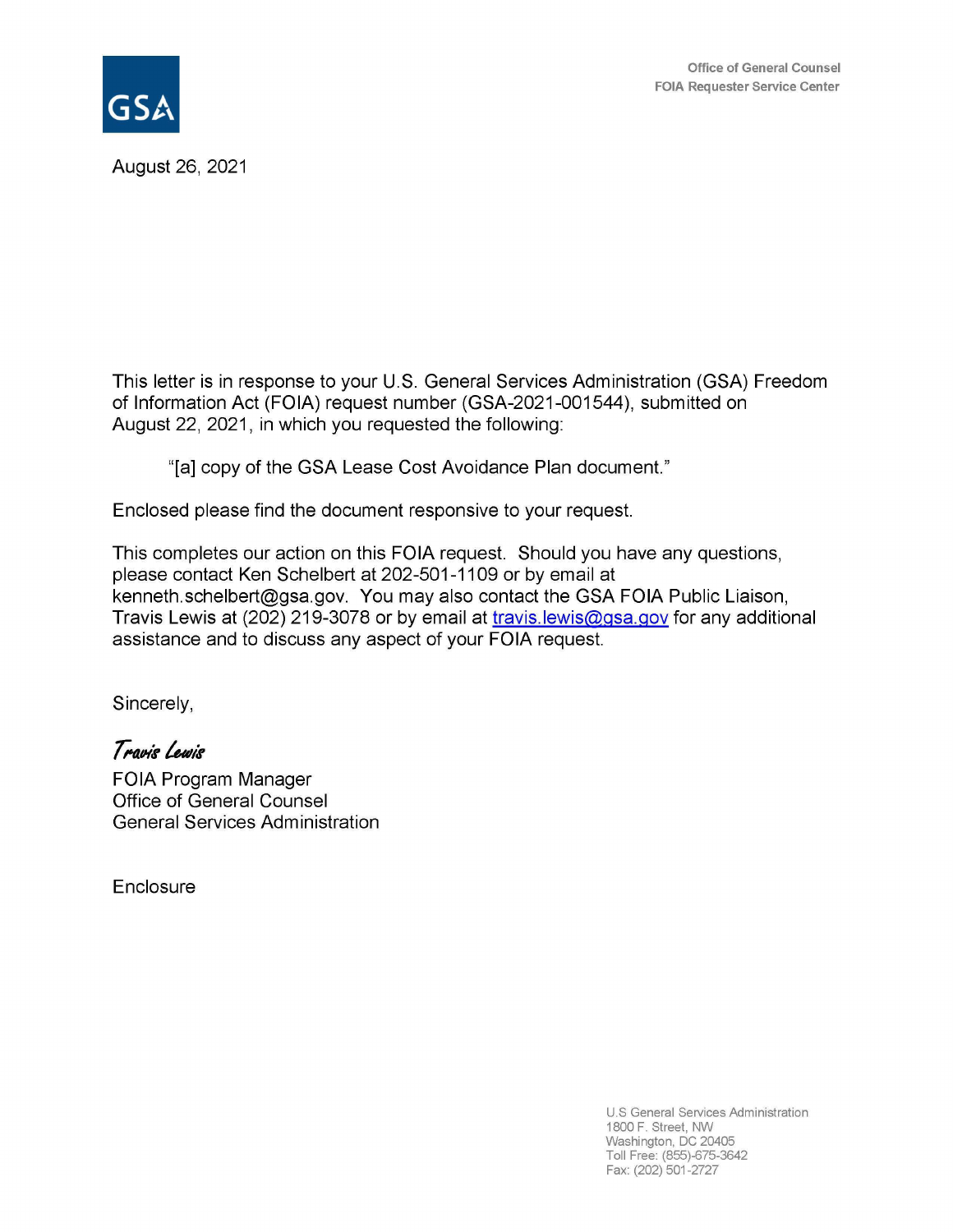GSA

Office of General Counsel
FOIA Requester Service Center

August 26, 2021

This letter is in response to your U.S. General Services Administration (GSA) Freedom of Information Act (FOIA) request number (GSA-2021-001544), submitted on August 22, 2021, in which you requested the following:

> "[a] copy of the GSA Lease Cost Avoidance Plan document."

Enclosed please find the document responsive to your request.

This completes our action on this FOIA request. Should you have any questions, please contact Ken Schelbert at 202-501-1109 or by email at kenneth.schelbert@gsa.gov. You may also contact the GSA FOIA Public Liaison, Travis Lewis at (202) 219-3078 or by email at travis.lewis@gsa.gov for any additional assistance and to discuss any aspect of your FOIA request.

Sincerely,

*Travis Lewis*

FOIA Program Manager
Office of General Counsel
General Services Administration

Enclosure

U.S General Services Administration
1800 F. Street, NW
Washington, DC 20405
Toll Free: (855)-675-3642
Fax: (202) 501-2727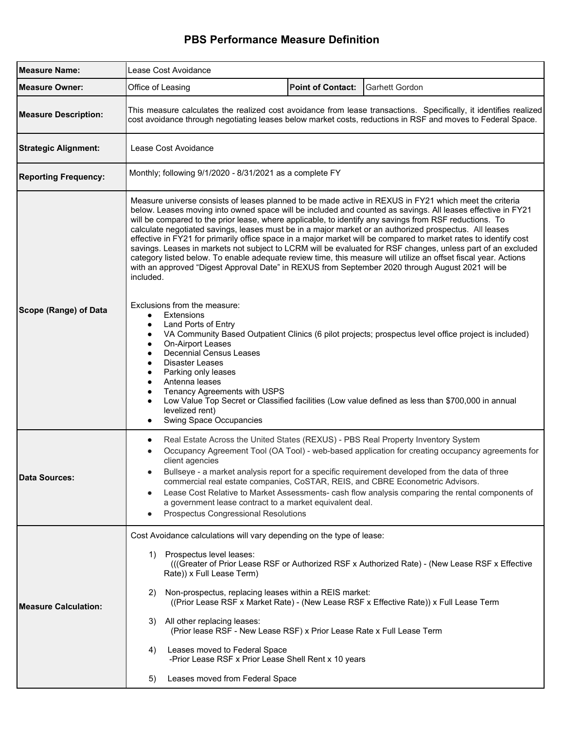# PBS Performance Measure Definition

| Measure Name: | Lease Cost Avoidance | | |
|---|---|---|---|
| **Measure Owner:** | Office of Leasing | **Point of Contact:** | Garhett Gordon |
| **Measure Description:** | This measure calculates the realized cost avoidance from lease transactions. Specifically, it identifies realized cost avoidance through negotiating leases below market costs, reductions in RSF and moves to Federal Space. | | |
| **Strategic Alignment:** | Lease Cost Avoidance | | |
| **Reporting Frequency:** | Monthly; following 9/1/2020 - 8/31/2021 as a complete FY | | |
| **Scope (Range) of Data** | Measure universe consists of leases planned to be made active in REXUS in FY21 which meet the criteria below. Leases moving into owned space will be included and counted as savings. All leases effective in FY21 will be compared to the prior lease, where applicable, to identify any savings from RSF reductions. To calculate negotiated savings, leases must be in a major market or an authorized prospectus. All leases effective in FY21 for primarily office space in a major market will be compared to market rates to identify cost savings. Leases in markets not subject to LCRM will be evaluated for RSF changes, unless part of an excluded category listed below. To enable adequate review time, this measure will utilize an offset fiscal year. Actions with an approved "Digest Approval Date" in REXUS from September 2020 through August 2021 will be included.<br><br>Exclusions from the measure:<br>● Extensions<br>● Land Ports of Entry<br>● VA Community Based Outpatient Clinics (6 pilot projects; prospectus level office project is included)<br>● On-Airport Leases<br>● Decennial Census Leases<br>● Disaster Leases<br>● Parking only leases<br>● Antenna leases<br>● Tenancy Agreements with USPS<br>● Low Value Top Secret or Classified facilities (Low value defined as less than $700,000 in annual levelized rent)<br>● Swing Space Occupancies | | |
| **Data Sources:** | ● Real Estate Across the United States (REXUS) - PBS Real Property Inventory System<br>● Occupancy Agreement Tool (OA Tool) - web-based application for creating occupancy agreements for client agencies<br>● Bullseye - a market analysis report for a specific requirement developed from the data of three commercial real estate companies, CoSTAR, REIS, and CBRE Econometric Advisors.<br>● Lease Cost Relative to Market Assessments- cash flow analysis comparing the rental components of a government lease contract to a market equivalent deal.<br>● Prospectus Congressional Resolutions | | |
| **Measure Calculation:** | Cost Avoidance calculations will vary depending on the type of lease:<br><br>1) Prospectus level leases:<br>(((Greater of Prior Lease RSF or Authorized RSF x Authorized Rate) - (New Lease RSF x Effective Rate)) x Full Lease Term)<br><br>2) Non-prospectus, replacing leases within a REIS market:<br>((Prior Lease RSF x Market Rate) - (New Lease RSF x Effective Rate)) x Full Lease Term<br><br>3) All other replacing leases:<br>(Prior lease RSF - New Lease RSF) x Prior Lease Rate x Full Lease Term<br><br>4) Leases moved to Federal Space<br>-Prior Lease RSF x Prior Lease Shell Rent x 10 years<br><br>5) Leases moved from Federal Space | | |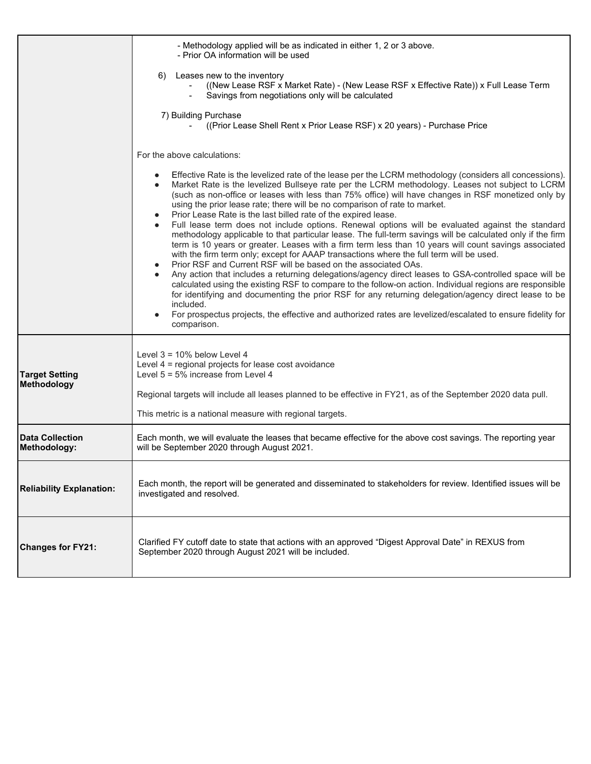| | |
|---|---|
| | - Methodology applied will be as indicated in either 1, 2 or 3 above.<br>- Prior OA information will be used<br><br>6) Leases new to the inventory<br>- ((New Lease RSF x Market Rate) - (New Lease RSF x Effective Rate)) x Full Lease Term<br>- Savings from negotiations only will be calculated<br><br>7) Building Purchase<br>- ((Prior Lease Shell Rent x Prior Lease RSF) x 20 years) - Purchase Price<br><br>For the above calculations:<br><br>• Effective Rate is the levelized rate of the lease per the LCRM methodology (considers all concessions).<br>• Market Rate is the levelized Bullseye rate per the LCRM methodology. Leases not subject to LCRM (such as non-office or leases with less than 75% office) will have changes in RSF monetized only by using the prior lease rate; there will be no comparison of rate to market.<br>• Prior Lease Rate is the last billed rate of the expired lease.<br>• Full lease term does not include options. Renewal options will be evaluated against the standard methodology applicable to that particular lease. The full-term savings will be calculated only if the firm term is 10 years or greater. Leases with a firm term less than 10 years will count savings associated with the firm term only; except for AAAP transactions where the full term will be used.<br>• Prior RSF and Current RSF will be based on the associated OAs.<br>• Any action that includes a returning delegations/agency direct leases to GSA-controlled space will be calculated using the existing RSF to compare to the follow-on action. Individual regions are responsible for identifying and documenting the prior RSF for any returning delegation/agency direct lease to be included.<br>• For prospectus projects, the effective and authorized rates are levelized/escalated to ensure fidelity for comparison. |
| **Target Setting Methodology** | Level 3 = 10% below Level 4<br>Level 4 = regional projects for lease cost avoidance<br>Level 5 = 5% increase from Level 4<br><br>Regional targets will include all leases planned to be effective in FY21, as of the September 2020 data pull.<br><br>This metric is a national measure with regional targets. |
| **Data Collection Methodology:** | Each month, we will evaluate the leases that became effective for the above cost savings. The reporting year will be September 2020 through August 2021. |
| **Reliability Explanation:** | Each month, the report will be generated and disseminated to stakeholders for review. Identified issues will be investigated and resolved. |
| **Changes for FY21:** | Clarified FY cutoff date to state that actions with an approved "Digest Approval Date" in REXUS from September 2020 through August 2021 will be included. |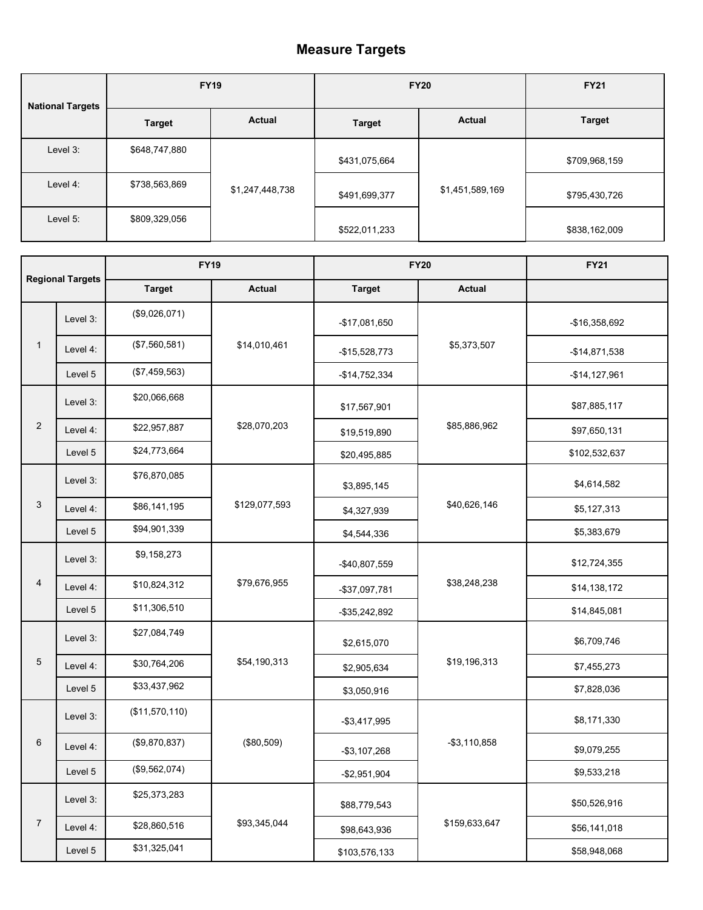# Measure Targets

| National Targets | FY19 | | FY20 | | FY21 |
|---|---|---|---|---|---|
| | Target | Actual | Target | Actual | Target |
| Level 3: | $648,747,880 | $1,247,448,738 | $431,075,664 | $1,451,589,169 | $709,968,159 |
| Level 4: | $738,563,869 | | $491,699,377 | | $795,430,726 |
| Level 5: | $809,329,056 | | $522,011,233 | | $838,162,009 |

| Regional Targets | | FY19 | | FY20 | | FY21 |
|---|---|---|---|---|---|---|
| | | Target | Actual | Target | Actual | |
| 1 | Level 3: | ($9,026,071) | $14,010,461 | -$17,081,650 | $5,373,507 | -$16,358,692 |
| | Level 4: | ($7,560,581) | | -$15,528,773 | | -$14,871,538 |
| | Level 5 | ($7,459,563) | | -$14,752,334 | | -$14,127,961 |
| 2 | Level 3: | $20,066,668 | $28,070,203 | $17,567,901 | $85,886,962 | $87,885,117 |
| | Level 4: | $22,957,887 | | $19,519,890 | | $97,650,131 |
| | Level 5 | $24,773,664 | | $20,495,885 | | $102,532,637 |
| 3 | Level 3: | $76,870,085 | $129,077,593 | $3,895,145 | $40,626,146 | $4,614,582 |
| | Level 4: | $86,141,195 | | $4,327,939 | | $5,127,313 |
| | Level 5 | $94,901,339 | | $4,544,336 | | $5,383,679 |
| 4 | Level 3: | $9,158,273 | $79,676,955 | -$40,807,559 | $38,248,238 | $12,724,355 |
| | Level 4: | $10,824,312 | | -$37,097,781 | | $14,138,172 |
| | Level 5 | $11,306,510 | | -$35,242,892 | | $14,845,081 |
| 5 | Level 3: | $27,084,749 | $54,190,313 | $2,615,070 | $19,196,313 | $6,709,746 |
| | Level 4: | $30,764,206 | | $2,905,634 | | $7,455,273 |
| | Level 5 | $33,437,962 | | $3,050,916 | | $7,828,036 |
| 6 | Level 3: | ($11,570,110) | ($80,509) | -$3,417,995 | -$3,110,858 | $8,171,330 |
| | Level 4: | ($9,870,837) | | -$3,107,268 | | $9,079,255 |
| | Level 5 | ($9,562,074) | | -$2,951,904 | | $9,533,218 |
| 7 | Level 3: | $25,373,283 | $93,345,044 | $88,779,543 | $159,633,647 | $50,526,916 |
| | Level 4: | $28,860,516 | | $98,643,936 | | $56,141,018 |
| | Level 5 | $31,325,041 | | $103,576,133 | | $58,948,068 |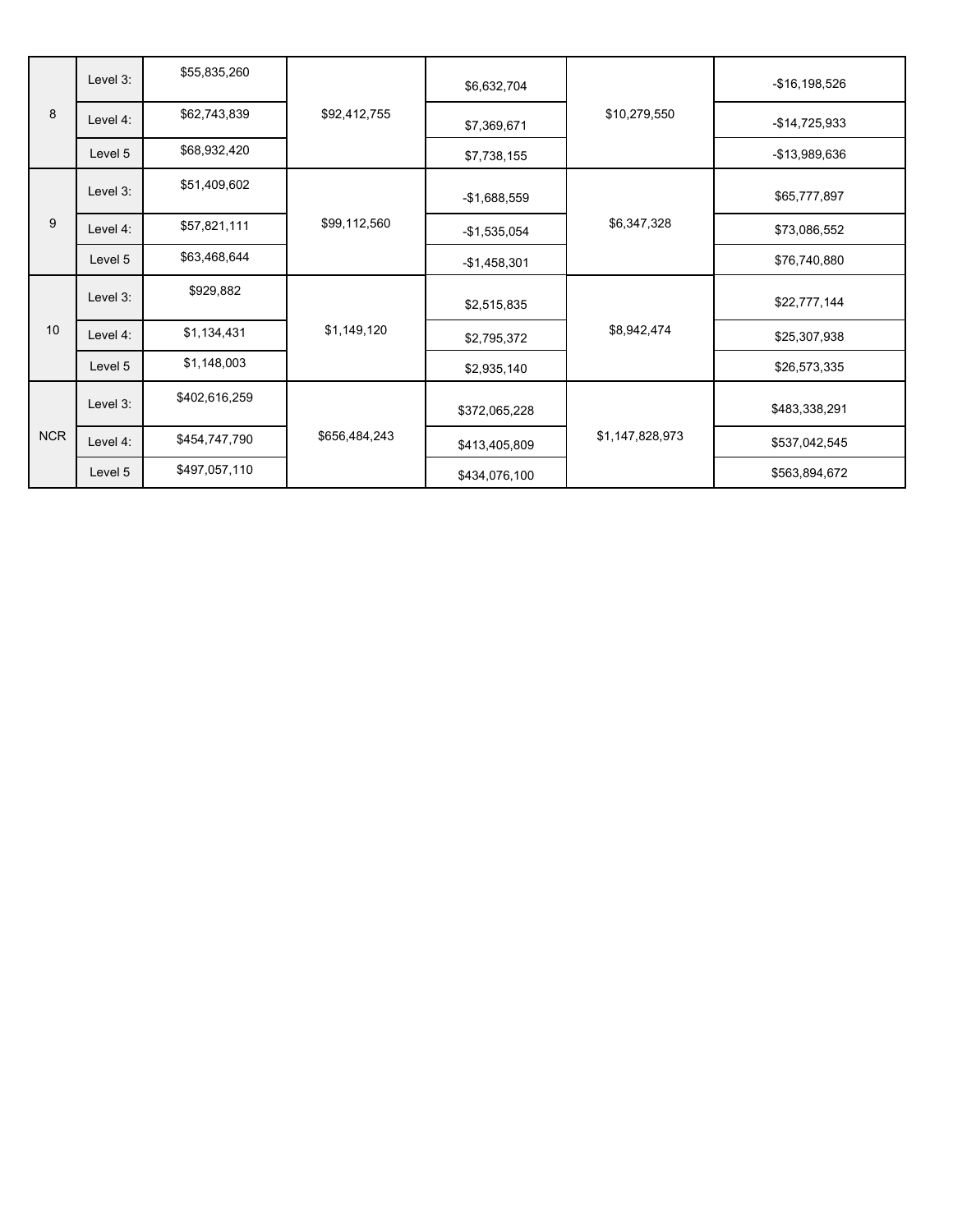| | | | | | | |
|---|---|---|---|---|---|---|
| 8 | Level 3: | $55,835,260 | $92,412,755 | $6,632,704 | $10,279,550 | -$16,198,526 |
| | Level 4: | $62,743,839 | | $7,369,671 | | -$14,725,933 |
| | Level 5 | $68,932,420 | | $7,738,155 | | -$13,989,636 |
| 9 | Level 3: | $51,409,602 | $99,112,560 | -$1,688,559 | $6,347,328 | $65,777,897 |
| | Level 4: | $57,821,111 | | -$1,535,054 | | $73,086,552 |
| | Level 5 | $63,468,644 | | -$1,458,301 | | $76,740,880 |
| 10 | Level 3: | $929,882 | $1,149,120 | $2,515,835 | $8,942,474 | $22,777,144 |
| | Level 4: | $1,134,431 | | $2,795,372 | | $25,307,938 |
| | Level 5 | $1,148,003 | | $2,935,140 | | $26,573,335 |
| NCR | Level 3: | $402,616,259 | $656,484,243 | $372,065,228 | $1,147,828,973 | $483,338,291 |
| | Level 4: | $454,747,790 | | $413,405,809 | | $537,042,545 |
| | Level 5 | $497,057,110 | | $434,076,100 | | $563,894,672 |